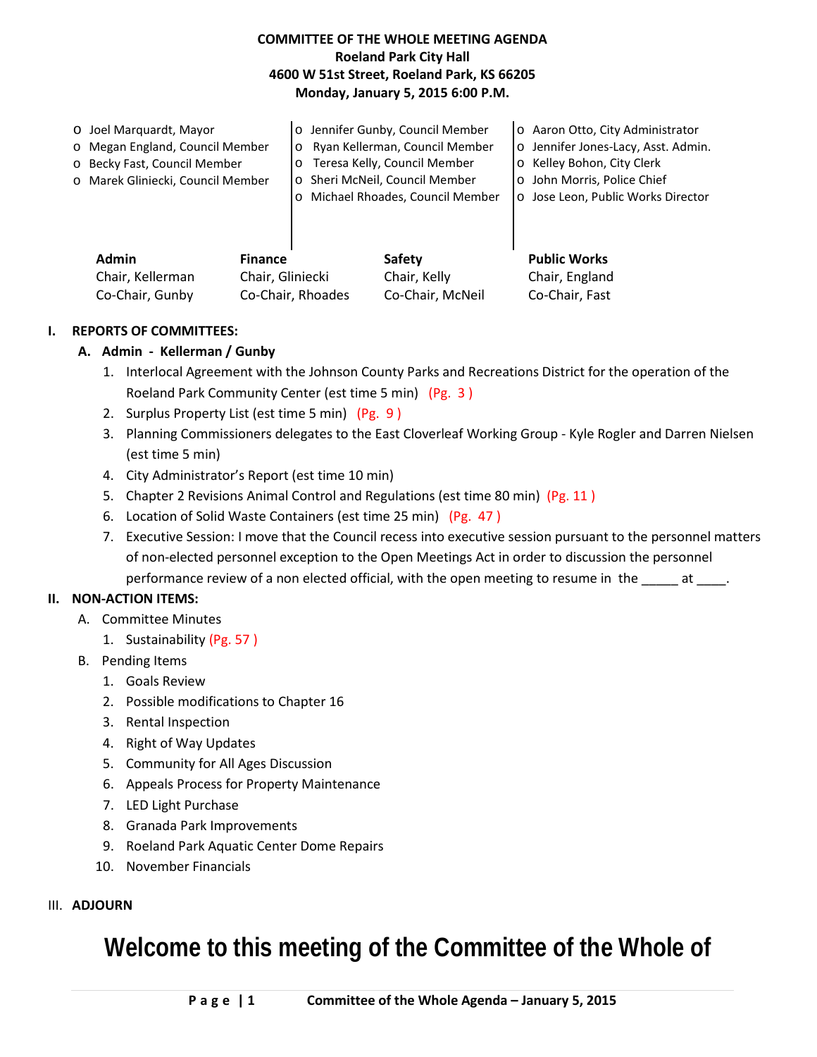**COMMITTEE OF THE WHOLE MEETING AGENDA**
**Roeland Park City Hall**
**4600 W 51st Street, Roeland Park, KS 66205**
**Monday, January 5, 2015 6:00 P.M.**

- Joel Marquardt, Mayor
- Megan England, Council Member
- Becky Fast, Council Member
- Marek Gliniecki, Council Member
- Jennifer Gunby, Council Member
- Ryan Kellerman, Council Member
- Teresa Kelly, Council Member
- Sheri McNeil, Council Member
- Michael Rhoades, Council Member
- Aaron Otto, City Administrator
- Jennifer Jones-Lacy, Asst. Admin.
- Kelley Bohon, City Clerk
- John Morris, Police Chief
- Jose Leon, Public Works Director

| **Admin** | **Finance** | **Safety** | **Public Works** |
|---|---|---|---|
| Chair, Kellerman | Chair, Gliniecki | Chair, Kelly | Chair, England |
| Co-Chair, Gunby | Co-Chair, Rhoades | Co-Chair, McNeil | Co-Chair, Fast |

**I. REPORTS OF COMMITTEES:**

**A. Admin - Kellerman / Gunby**

1. Interlocal Agreement with the Johnson County Parks and Recreations District for the operation of the Roeland Park Community Center (est time 5 min) (Pg. 3 )
2. Surplus Property List (est time 5 min) (Pg. 9 )
3. Planning Commissioners delegates to the East Cloverleaf Working Group - Kyle Rogler and Darren Nielsen (est time 5 min)
4. City Administrator's Report (est time 10 min)
5. Chapter 2 Revisions Animal Control and Regulations (est time 80 min) (Pg. 11 )
6. Location of Solid Waste Containers (est time 25 min) (Pg. 47 )
7. Executive Session: I move that the Council recess into executive session pursuant to the personnel matters of non-elected personnel exception to the Open Meetings Act in order to discussion the personnel performance review of a non elected official, with the open meeting to resume in the _____ at ____.

**II. NON-ACTION ITEMS:**

A. Committee Minutes

1. Sustainability (Pg. 57 )

B. Pending Items

1. Goals Review
2. Possible modifications to Chapter 16
3. Rental Inspection
4. Right of Way Updates
5. Community for All Ages Discussion
6. Appeals Process for Property Maintenance
7. LED Light Purchase
8. Granada Park Improvements
9. Roeland Park Aquatic Center Dome Repairs
10. November Financials

**III. ADJOURN**

# Welcome to this meeting of the Committee of the Whole of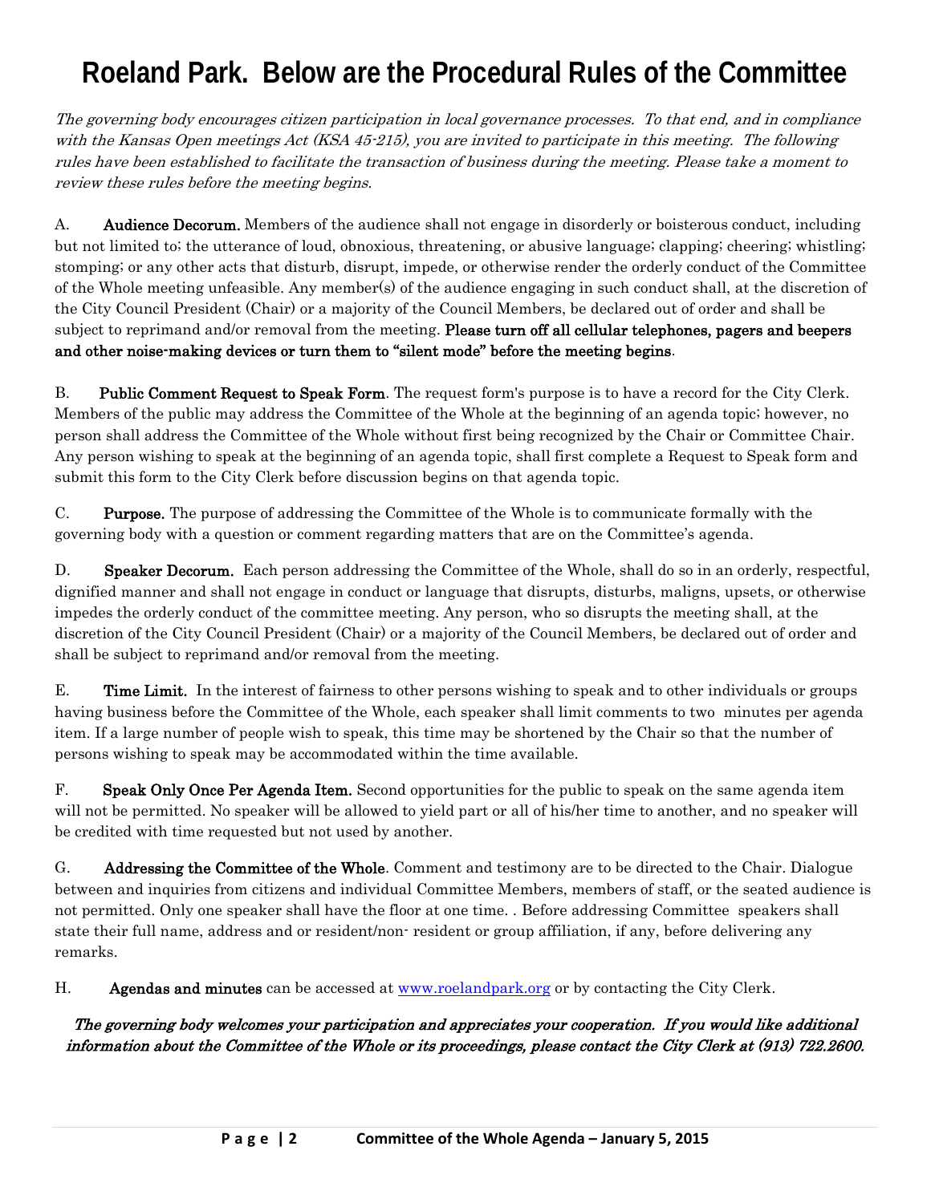# Roeland Park. Below are the Procedural Rules of the Committee

*The governing body encourages citizen participation in local governance processes. To that end, and in compliance with the Kansas Open meetings Act (KSA 45-215), you are invited to participate in this meeting. The following rules have been established to facilitate the transaction of business during the meeting. Please take a moment to review these rules before the meeting begins.*

A. **Audience Decorum.** Members of the audience shall not engage in disorderly or boisterous conduct, including but not limited to; the utterance of loud, obnoxious, threatening, or abusive language; clapping; cheering; whistling; stomping; or any other acts that disturb, disrupt, impede, or otherwise render the orderly conduct of the Committee of the Whole meeting unfeasible. Any member(s) of the audience engaging in such conduct shall, at the discretion of the City Council President (Chair) or a majority of the Council Members, be declared out of order and shall be subject to reprimand and/or removal from the meeting. **Please turn off all cellular telephones, pagers and beepers and other noise-making devices or turn them to "silent mode" before the meeting begins**.

B. **Public Comment Request to Speak Form**. The request form's purpose is to have a record for the City Clerk. Members of the public may address the Committee of the Whole at the beginning of an agenda topic; however, no person shall address the Committee of the Whole without first being recognized by the Chair or Committee Chair. Any person wishing to speak at the beginning of an agenda topic, shall first complete a Request to Speak form and submit this form to the City Clerk before discussion begins on that agenda topic.

C. **Purpose.** The purpose of addressing the Committee of the Whole is to communicate formally with the governing body with a question or comment regarding matters that are on the Committee's agenda.

D. **Speaker Decorum.** Each person addressing the Committee of the Whole, shall do so in an orderly, respectful, dignified manner and shall not engage in conduct or language that disrupts, disturbs, maligns, upsets, or otherwise impedes the orderly conduct of the committee meeting. Any person, who so disrupts the meeting shall, at the discretion of the City Council President (Chair) or a majority of the Council Members, be declared out of order and shall be subject to reprimand and/or removal from the meeting.

E. **Time Limit.** In the interest of fairness to other persons wishing to speak and to other individuals or groups having business before the Committee of the Whole, each speaker shall limit comments to two minutes per agenda item. If a large number of people wish to speak, this time may be shortened by the Chair so that the number of persons wishing to speak may be accommodated within the time available.

F. **Speak Only Once Per Agenda Item.** Second opportunities for the public to speak on the same agenda item will not be permitted. No speaker will be allowed to yield part or all of his/her time to another, and no speaker will be credited with time requested but not used by another.

G. **Addressing the Committee of the Whole**. Comment and testimony are to be directed to the Chair. Dialogue between and inquiries from citizens and individual Committee Members, members of staff, or the seated audience is not permitted. Only one speaker shall have the floor at one time. . Before addressing Committee speakers shall state their full name, address and or resident/non- resident or group affiliation, if any, before delivering any remarks.

H. **Agendas and minutes** can be accessed at www.roelandpark.org or by contacting the City Clerk.

***The governing body welcomes your participation and appreciates your cooperation. If you would like additional information about the Committee of the Whole or its proceedings, please contact the City Clerk at (913) 722.2600.***